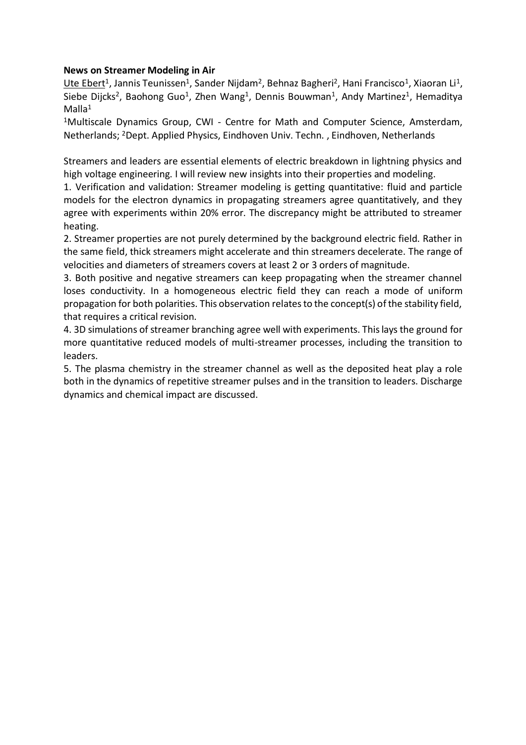**News on Streamer Modeling in Air**

Ute Ebert[1], Jannis Teunissen[1], Sander Nijdam[2], Behnaz Bagheri[2], Hani Francisco[1], Xiaoran Li[1], Siebe Dijcks[2], Baohong Guo[1], Zhen Wang[1], Dennis Bouwman[1], Andy Martinez[1], Hemaditya Malla[1]

[1]Multiscale Dynamics Group, CWI - Centre for Math and Computer Science, Amsterdam, Netherlands; [2]Dept. Applied Physics, Eindhoven Univ. Techn. , Eindhoven, Netherlands

Streamers and leaders are essential elements of electric breakdown in lightning physics and high voltage engineering. I will review new insights into their properties and modeling.

1. Verification and validation: Streamer modeling is getting quantitative: fluid and particle models for the electron dynamics in propagating streamers agree quantitatively, and they agree with experiments within 20% error. The discrepancy might be attributed to streamer heating.
2. Streamer properties are not purely determined by the background electric field. Rather in the same field, thick streamers might accelerate and thin streamers decelerate. The range of velocities and diameters of streamers covers at least 2 or 3 orders of magnitude.
3. Both positive and negative streamers can keep propagating when the streamer channel loses conductivity. In a homogeneous electric field they can reach a mode of uniform propagation for both polarities. This observation relates to the concept(s) of the stability field, that requires a critical revision.
4. 3D simulations of streamer branching agree well with experiments. This lays the ground for more quantitative reduced models of multi-streamer processes, including the transition to leaders.
5. The plasma chemistry in the streamer channel as well as the deposited heat play a role both in the dynamics of repetitive streamer pulses and in the transition to leaders. Discharge dynamics and chemical impact are discussed.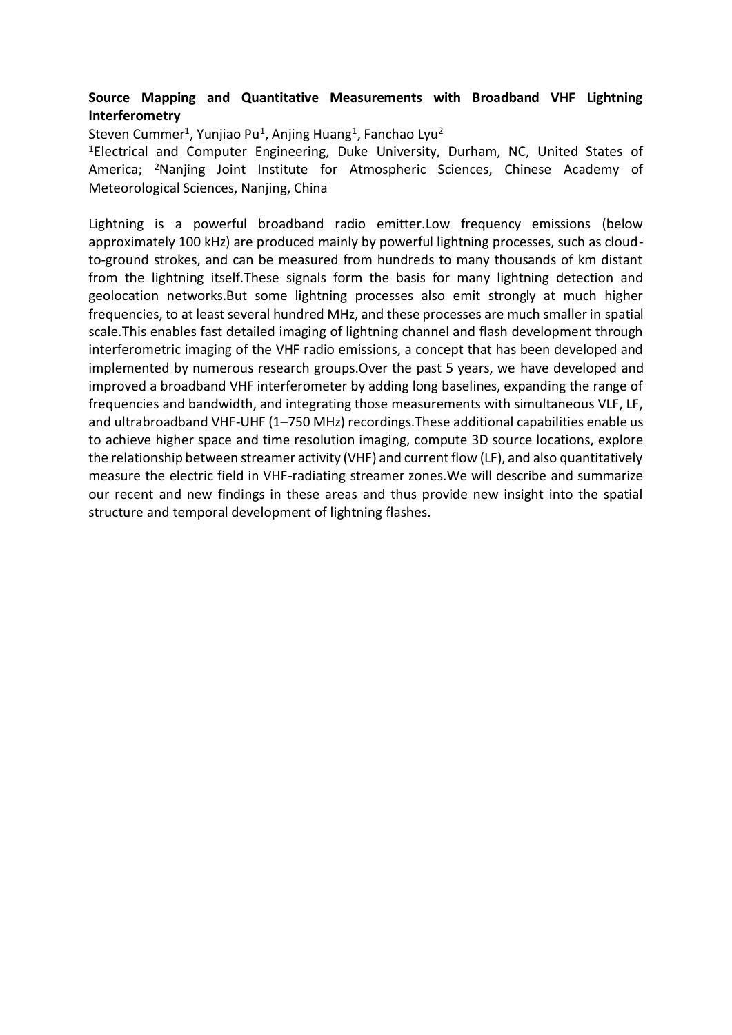**Source Mapping and Quantitative Measurements with Broadband VHF Lightning Interferometry**

Steven Cummer[1], Yunjiao Pu[1], Anjing Huang[1], Fanchao Lyu[2]

[1]Electrical and Computer Engineering, Duke University, Durham, NC, United States of America; [2]Nanjing Joint Institute for Atmospheric Sciences, Chinese Academy of Meteorological Sciences, Nanjing, China

Lightning is a powerful broadband radio emitter.Low frequency emissions (below approximately 100 kHz) are produced mainly by powerful lightning processes, such as cloud-to-ground strokes, and can be measured from hundreds to many thousands of km distant from the lightning itself.These signals form the basis for many lightning detection and geolocation networks.But some lightning processes also emit strongly at much higher frequencies, to at least several hundred MHz, and these processes are much smaller in spatial scale.This enables fast detailed imaging of lightning channel and flash development through interferometric imaging of the VHF radio emissions, a concept that has been developed and implemented by numerous research groups.Over the past 5 years, we have developed and improved a broadband VHF interferometer by adding long baselines, expanding the range of frequencies and bandwidth, and integrating those measurements with simultaneous VLF, LF, and ultrabroadband VHF-UHF (1–750 MHz) recordings.These additional capabilities enable us to achieve higher space and time resolution imaging, compute 3D source locations, explore the relationship between streamer activity (VHF) and current flow (LF), and also quantitatively measure the electric field in VHF-radiating streamer zones.We will describe and summarize our recent and new findings in these areas and thus provide new insight into the spatial structure and temporal development of lightning flashes.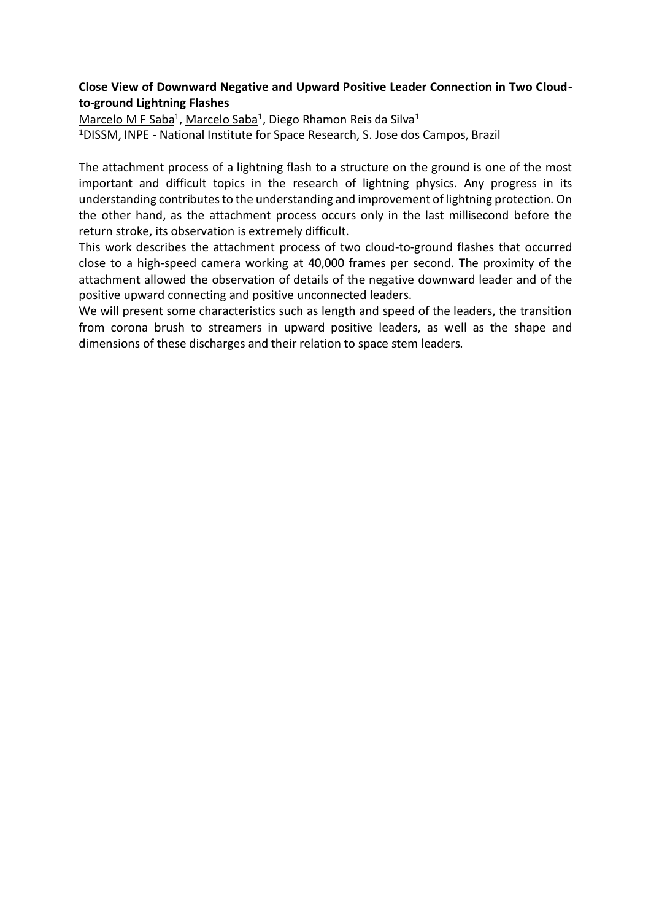**Close View of Downward Negative and Upward Positive Leader Connection in Two Cloud-to-ground Lightning Flashes**

Marcelo M F Saba[1], Marcelo Saba[1], Diego Rhamon Reis da Silva[1]

[1]DISSM, INPE - National Institute for Space Research, S. Jose dos Campos, Brazil

The attachment process of a lightning flash to a structure on the ground is one of the most important and difficult topics in the research of lightning physics. Any progress in its understanding contributes to the understanding and improvement of lightning protection. On the other hand, as the attachment process occurs only in the last millisecond before the return stroke, its observation is extremely difficult.

This work describes the attachment process of two cloud-to-ground flashes that occurred close to a high-speed camera working at 40,000 frames per second. The proximity of the attachment allowed the observation of details of the negative downward leader and of the positive upward connecting and positive unconnected leaders.

We will present some characteristics such as length and speed of the leaders, the transition from corona brush to streamers in upward positive leaders, as well as the shape and dimensions of these discharges and their relation to space stem leaders.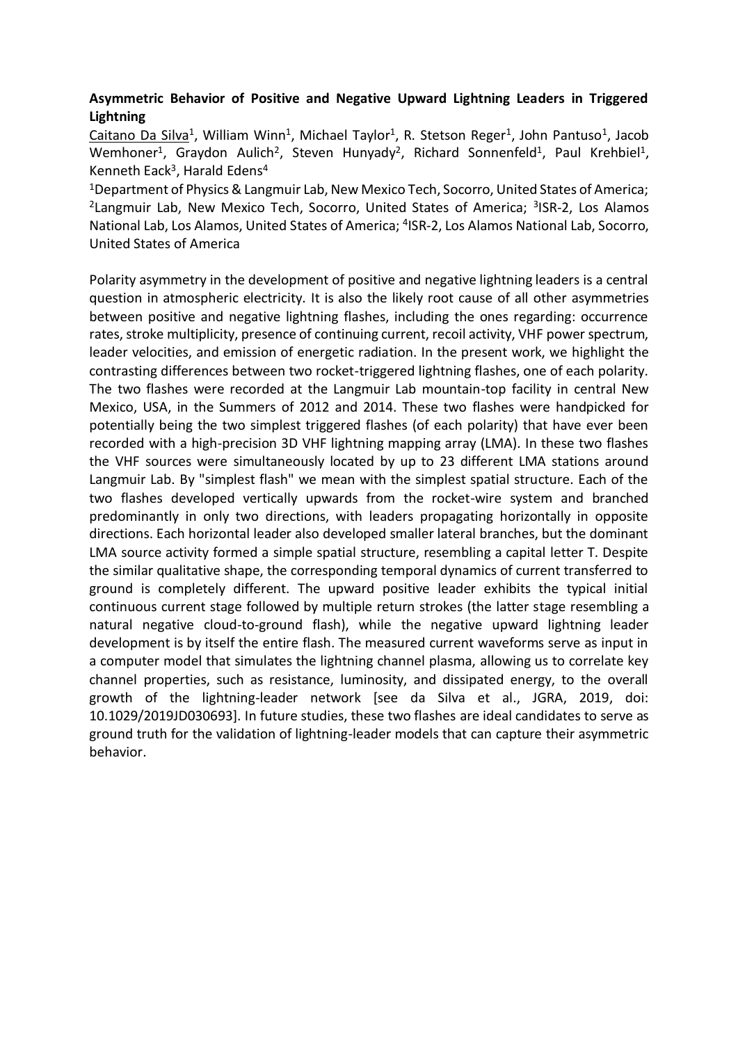**Asymmetric Behavior of Positive and Negative Upward Lightning Leaders in Triggered Lightning**

Caitano Da Silva[1], William Winn[1], Michael Taylor[1], R. Stetson Reger[1], John Pantuso[1], Jacob Wemhoner[1], Graydon Aulich[2], Steven Hunyady[2], Richard Sonnenfeld[1], Paul Krehbiel[1], Kenneth Eack[3], Harald Edens[4]

[1]Department of Physics & Langmuir Lab, New Mexico Tech, Socorro, United States of America; [2]Langmuir Lab, New Mexico Tech, Socorro, United States of America; [3]ISR-2, Los Alamos National Lab, Los Alamos, United States of America; [4]ISR-2, Los Alamos National Lab, Socorro, United States of America

Polarity asymmetry in the development of positive and negative lightning leaders is a central question in atmospheric electricity. It is also the likely root cause of all other asymmetries between positive and negative lightning flashes, including the ones regarding: occurrence rates, stroke multiplicity, presence of continuing current, recoil activity, VHF power spectrum, leader velocities, and emission of energetic radiation. In the present work, we highlight the contrasting differences between two rocket-triggered lightning flashes, one of each polarity. The two flashes were recorded at the Langmuir Lab mountain-top facility in central New Mexico, USA, in the Summers of 2012 and 2014. These two flashes were handpicked for potentially being the two simplest triggered flashes (of each polarity) that have ever been recorded with a high-precision 3D VHF lightning mapping array (LMA). In these two flashes the VHF sources were simultaneously located by up to 23 different LMA stations around Langmuir Lab. By "simplest flash" we mean with the simplest spatial structure. Each of the two flashes developed vertically upwards from the rocket-wire system and branched predominantly in only two directions, with leaders propagating horizontally in opposite directions. Each horizontal leader also developed smaller lateral branches, but the dominant LMA source activity formed a simple spatial structure, resembling a capital letter T. Despite the similar qualitative shape, the corresponding temporal dynamics of current transferred to ground is completely different. The upward positive leader exhibits the typical initial continuous current stage followed by multiple return strokes (the latter stage resembling a natural negative cloud-to-ground flash), while the negative upward lightning leader development is by itself the entire flash. The measured current waveforms serve as input in a computer model that simulates the lightning channel plasma, allowing us to correlate key channel properties, such as resistance, luminosity, and dissipated energy, to the overall growth of the lightning-leader network [see da Silva et al., JGRA, 2019, doi: 10.1029/2019JD030693]. In future studies, these two flashes are ideal candidates to serve as ground truth for the validation of lightning-leader models that can capture their asymmetric behavior.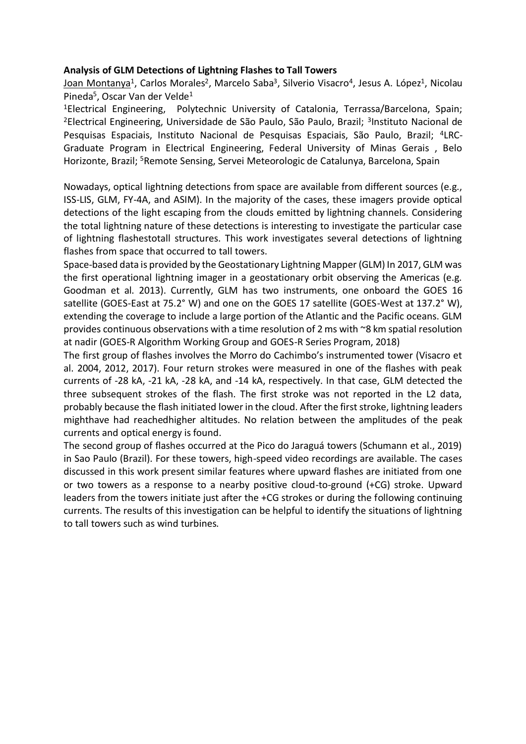**Analysis of GLM Detections of Lightning Flashes to Tall Towers**

Joan Montanya[1], Carlos Morales[2], Marcelo Saba[3], Silverio Visacro[4], Jesus A. López[1], Nicolau Pineda[5], Oscar Van der Velde[1]

[1]Electrical Engineering, Polytechnic University of Catalonia, Terrassa/Barcelona, Spain; [2]Electrical Engineering, Universidade de São Paulo, São Paulo, Brazil; [3]Instituto Nacional de Pesquisas Espaciais, Instituto Nacional de Pesquisas Espaciais, São Paulo, Brazil; [4]LRC-Graduate Program in Electrical Engineering, Federal University of Minas Gerais , Belo Horizonte, Brazil; [5]Remote Sensing, Servei Meteorologic de Catalunya, Barcelona, Spain

Nowadays, optical lightning detections from space are available from different sources (e.g., ISS-LIS, GLM, FY-4A, and ASIM). In the majority of the cases, these imagers provide optical detections of the light escaping from the clouds emitted by lightning channels. Considering the total lightning nature of these detections is interesting to investigate the particular case of lightning flashestotall structures. This work investigates several detections of lightning flashes from space that occurred to tall towers.

Space-based data is provided by the Geostationary Lightning Mapper (GLM) In 2017, GLM was the first operational lightning imager in a geostationary orbit observing the Americas (e.g. Goodman et al. 2013). Currently, GLM has two instruments, one onboard the GOES 16 satellite (GOES-East at 75.2° W) and one on the GOES 17 satellite (GOES-West at 137.2° W), extending the coverage to include a large portion of the Atlantic and the Pacific oceans. GLM provides continuous observations with a time resolution of 2 ms with ~8 km spatial resolution at nadir (GOES-R Algorithm Working Group and GOES-R Series Program, 2018)

The first group of flashes involves the Morro do Cachimbo's instrumented tower (Visacro et al. 2004, 2012, 2017). Four return strokes were measured in one of the flashes with peak currents of -28 kA, -21 kA, -28 kA, and -14 kA, respectively. In that case, GLM detected the three subsequent strokes of the flash. The first stroke was not reported in the L2 data, probably because the flash initiated lower in the cloud. After the first stroke, lightning leaders mighthave had reachedhigher altitudes. No relation between the amplitudes of the peak currents and optical energy is found.

The second group of flashes occurred at the Pico do Jaraguá towers (Schumann et al., 2019) in Sao Paulo (Brazil). For these towers, high-speed video recordings are available. The cases discussed in this work present similar features where upward flashes are initiated from one or two towers as a response to a nearby positive cloud-to-ground (+CG) stroke. Upward leaders from the towers initiate just after the +CG strokes or during the following continuing currents. The results of this investigation can be helpful to identify the situations of lightning to tall towers such as wind turbines.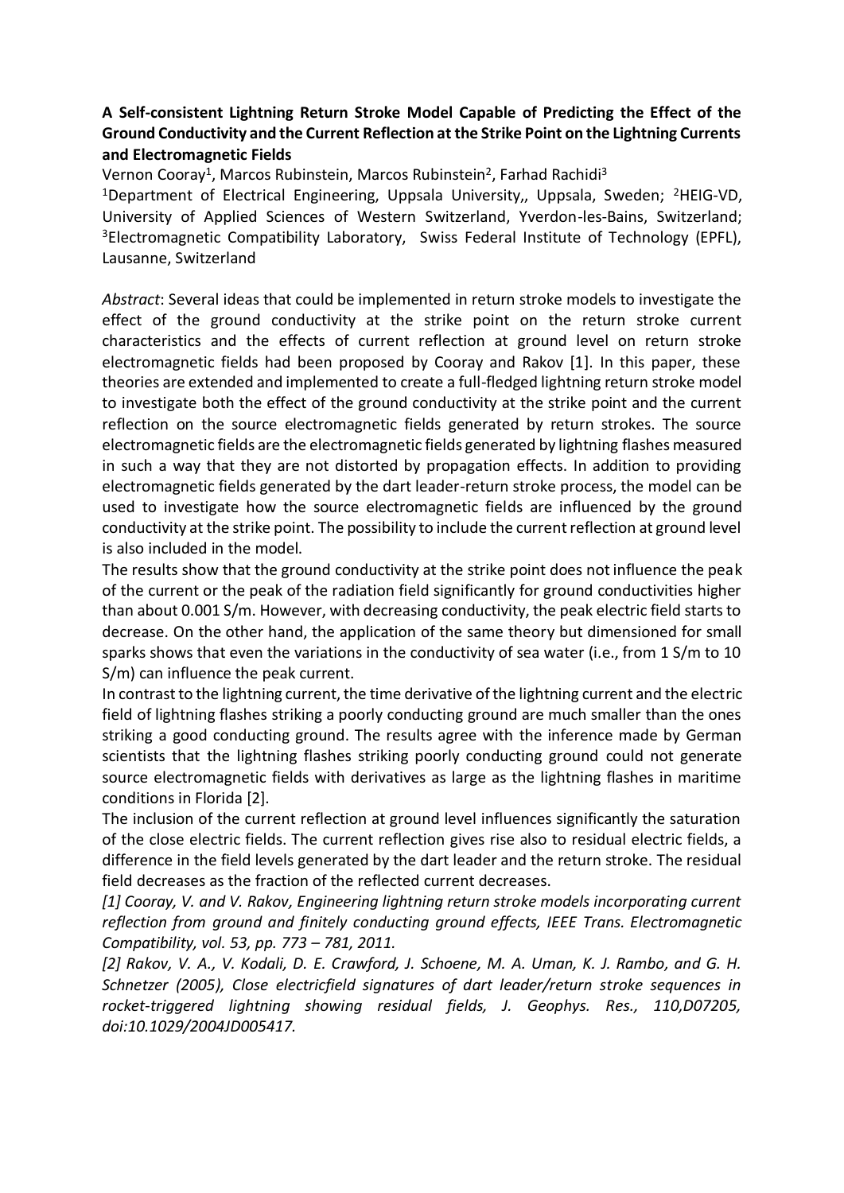**A Self-consistent Lightning Return Stroke Model Capable of Predicting the Effect of the Ground Conductivity and the Current Reflection at the Strike Point on the Lightning Currents and Electromagnetic Fields**

Vernon Cooray[1], Marcos Rubinstein, Marcos Rubinstein[2], Farhad Rachidi[3]

[1]Department of Electrical Engineering, Uppsala University,, Uppsala, Sweden; [2]HEIG-VD, University of Applied Sciences of Western Switzerland, Yverdon-les-Bains, Switzerland; [3]Electromagnetic Compatibility Laboratory, Swiss Federal Institute of Technology (EPFL), Lausanne, Switzerland

*Abstract*: Several ideas that could be implemented in return stroke models to investigate the effect of the ground conductivity at the strike point on the return stroke current characteristics and the effects of current reflection at ground level on return stroke electromagnetic fields had been proposed by Cooray and Rakov [1]. In this paper, these theories are extended and implemented to create a full-fledged lightning return stroke model to investigate both the effect of the ground conductivity at the strike point and the current reflection on the source electromagnetic fields generated by return strokes. The source electromagnetic fields are the electromagnetic fields generated by lightning flashes measured in such a way that they are not distorted by propagation effects. In addition to providing electromagnetic fields generated by the dart leader-return stroke process, the model can be used to investigate how the source electromagnetic fields are influenced by the ground conductivity at the strike point. The possibility to include the current reflection at ground level is also included in the model.

The results show that the ground conductivity at the strike point does not influence the peak of the current or the peak of the radiation field significantly for ground conductivities higher than about 0.001 S/m. However, with decreasing conductivity, the peak electric field starts to decrease. On the other hand, the application of the same theory but dimensioned for small sparks shows that even the variations in the conductivity of sea water (i.e., from 1 S/m to 10 S/m) can influence the peak current.

In contrast to the lightning current, the time derivative of the lightning current and the electric field of lightning flashes striking a poorly conducting ground are much smaller than the ones striking a good conducting ground. The results agree with the inference made by German scientists that the lightning flashes striking poorly conducting ground could not generate source electromagnetic fields with derivatives as large as the lightning flashes in maritime conditions in Florida [2].

The inclusion of the current reflection at ground level influences significantly the saturation of the close electric fields. The current reflection gives rise also to residual electric fields, a difference in the field levels generated by the dart leader and the return stroke. The residual field decreases as the fraction of the reflected current decreases.

*[1] Cooray, V. and V. Rakov, Engineering lightning return stroke models incorporating current reflection from ground and finitely conducting ground effects, IEEE Trans. Electromagnetic Compatibility, vol. 53, pp. 773 – 781, 2011.*

*[2] Rakov, V. A., V. Kodali, D. E. Crawford, J. Schoene, M. A. Uman, K. J. Rambo, and G. H. Schnetzer (2005), Close electricfield signatures of dart leader/return stroke sequences in rocket-triggered lightning showing residual fields, J. Geophys. Res., 110,D07205, doi:10.1029/2004JD005417.*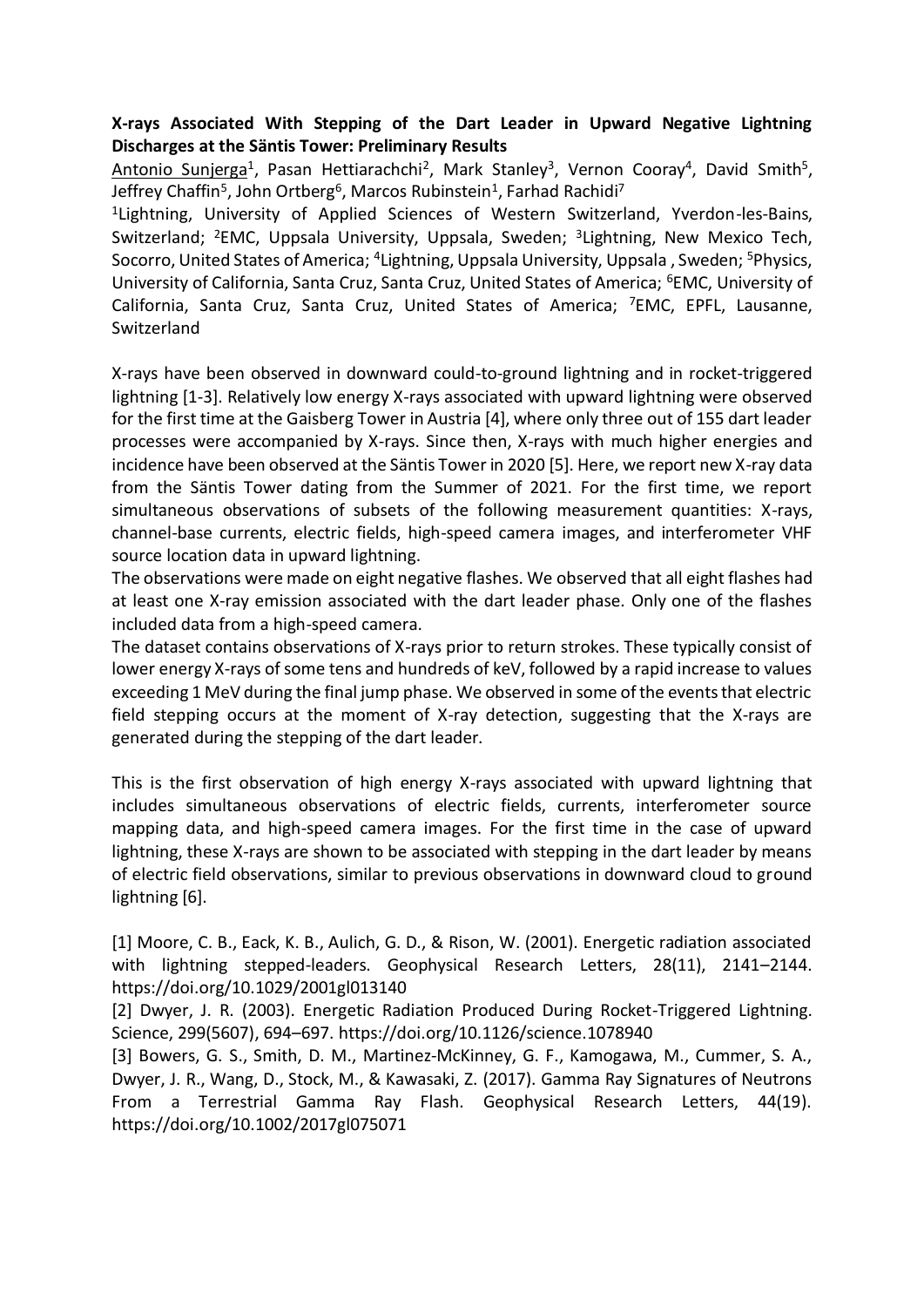**X-rays Associated With Stepping of the Dart Leader in Upward Negative Lightning Discharges at the Säntis Tower: Preliminary Results**

Antonio Sunjerga[1], Pasan Hettiarachchi[2], Mark Stanley[3], Vernon Cooray[4], David Smith[5], Jeffrey Chaffin[5], John Ortberg[6], Marcos Rubinstein[1], Farhad Rachidi[7]

[1]Lightning, University of Applied Sciences of Western Switzerland, Yverdon-les-Bains, Switzerland; [2]EMC, Uppsala University, Uppsala, Sweden; [3]Lightning, New Mexico Tech, Socorro, United States of America; [4]Lightning, Uppsala University, Uppsala , Sweden; [5]Physics, University of California, Santa Cruz, Santa Cruz, United States of America; [6]EMC, University of California, Santa Cruz, Santa Cruz, United States of America; [7]EMC, EPFL, Lausanne, Switzerland

X-rays have been observed in downward could-to-ground lightning and in rocket-triggered lightning [1-3]. Relatively low energy X-rays associated with upward lightning were observed for the first time at the Gaisberg Tower in Austria [4], where only three out of 155 dart leader processes were accompanied by X-rays. Since then, X-rays with much higher energies and incidence have been observed at the Säntis Tower in 2020 [5]. Here, we report new X-ray data from the Säntis Tower dating from the Summer of 2021. For the first time, we report simultaneous observations of subsets of the following measurement quantities: X-rays, channel-base currents, electric fields, high-speed camera images, and interferometer VHF source location data in upward lightning.

The observations were made on eight negative flashes. We observed that all eight flashes had at least one X-ray emission associated with the dart leader phase. Only one of the flashes included data from a high-speed camera.

The dataset contains observations of X-rays prior to return strokes. These typically consist of lower energy X-rays of some tens and hundreds of keV, followed by a rapid increase to values exceeding 1 MeV during the final jump phase. We observed in some of the events that electric field stepping occurs at the moment of X-ray detection, suggesting that the X-rays are generated during the stepping of the dart leader.

This is the first observation of high energy X-rays associated with upward lightning that includes simultaneous observations of electric fields, currents, interferometer source mapping data, and high-speed camera images. For the first time in the case of upward lightning, these X-rays are shown to be associated with stepping in the dart leader by means of electric field observations, similar to previous observations in downward cloud to ground lightning [6].

[1] Moore, C. B., Eack, K. B., Aulich, G. D., & Rison, W. (2001). Energetic radiation associated with lightning stepped-leaders. Geophysical Research Letters, 28(11), 2141–2144. https://doi.org/10.1029/2001gl013140

[2] Dwyer, J. R. (2003). Energetic Radiation Produced During Rocket-Triggered Lightning. Science, 299(5607), 694–697. https://doi.org/10.1126/science.1078940

[3] Bowers, G. S., Smith, D. M., Martinez-McKinney, G. F., Kamogawa, M., Cummer, S. A., Dwyer, J. R., Wang, D., Stock, M., & Kawasaki, Z. (2017). Gamma Ray Signatures of Neutrons From a Terrestrial Gamma Ray Flash. Geophysical Research Letters, 44(19). https://doi.org/10.1002/2017gl075071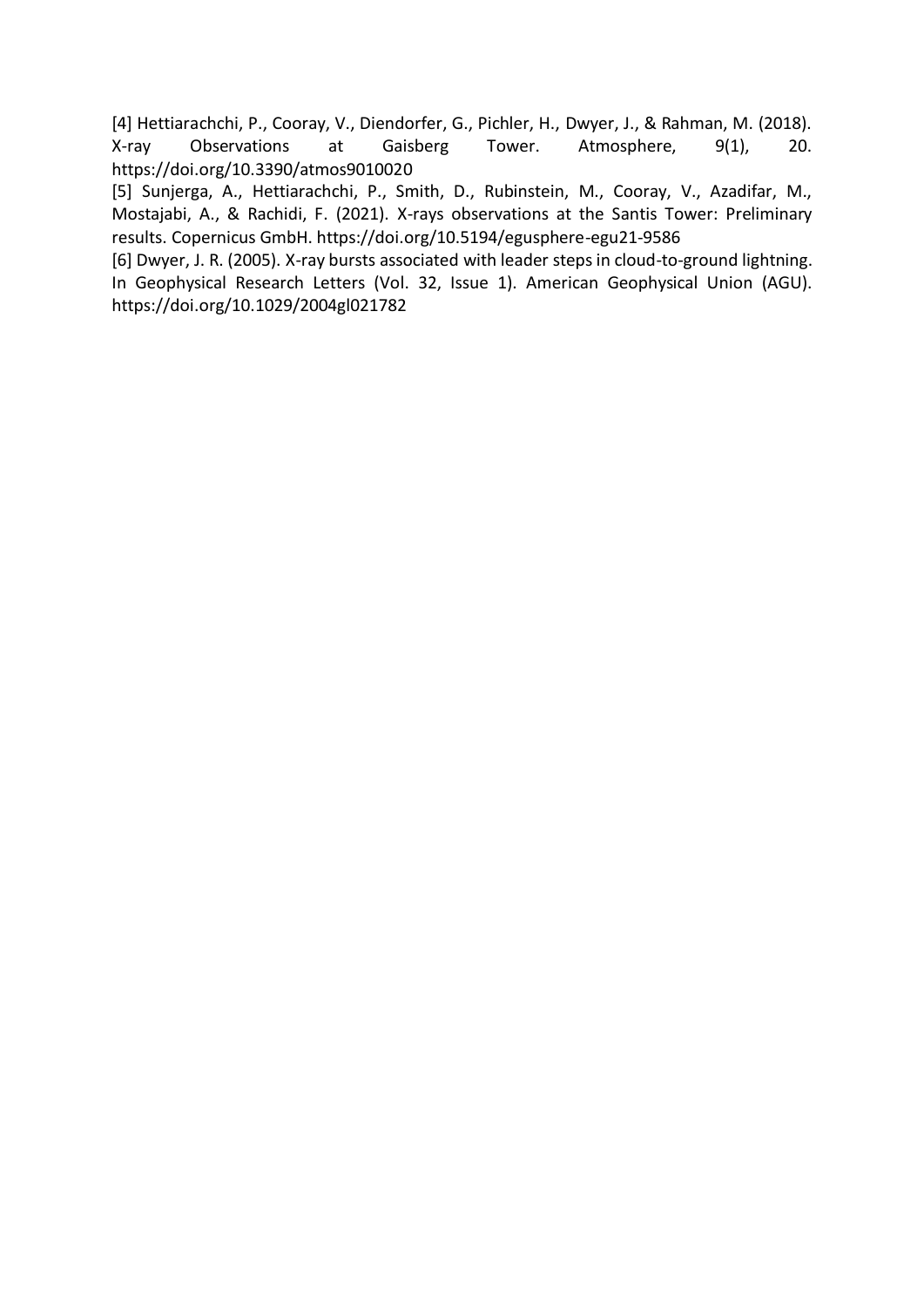[4] Hettiarachchi, P., Cooray, V., Diendorfer, G., Pichler, H., Dwyer, J., & Rahman, M. (2018). X-ray Observations at Gaisberg Tower. Atmosphere, 9(1), 20. https://doi.org/10.3390/atmos9010020

[5] Sunjerga, A., Hettiarachchi, P., Smith, D., Rubinstein, M., Cooray, V., Azadifar, M., Mostajabi, A., & Rachidi, F. (2021). X-rays observations at the Santis Tower: Preliminary results. Copernicus GmbH. https://doi.org/10.5194/egusphere-egu21-9586

[6] Dwyer, J. R. (2005). X-ray bursts associated with leader steps in cloud-to-ground lightning. In Geophysical Research Letters (Vol. 32, Issue 1). American Geophysical Union (AGU). https://doi.org/10.1029/2004gl021782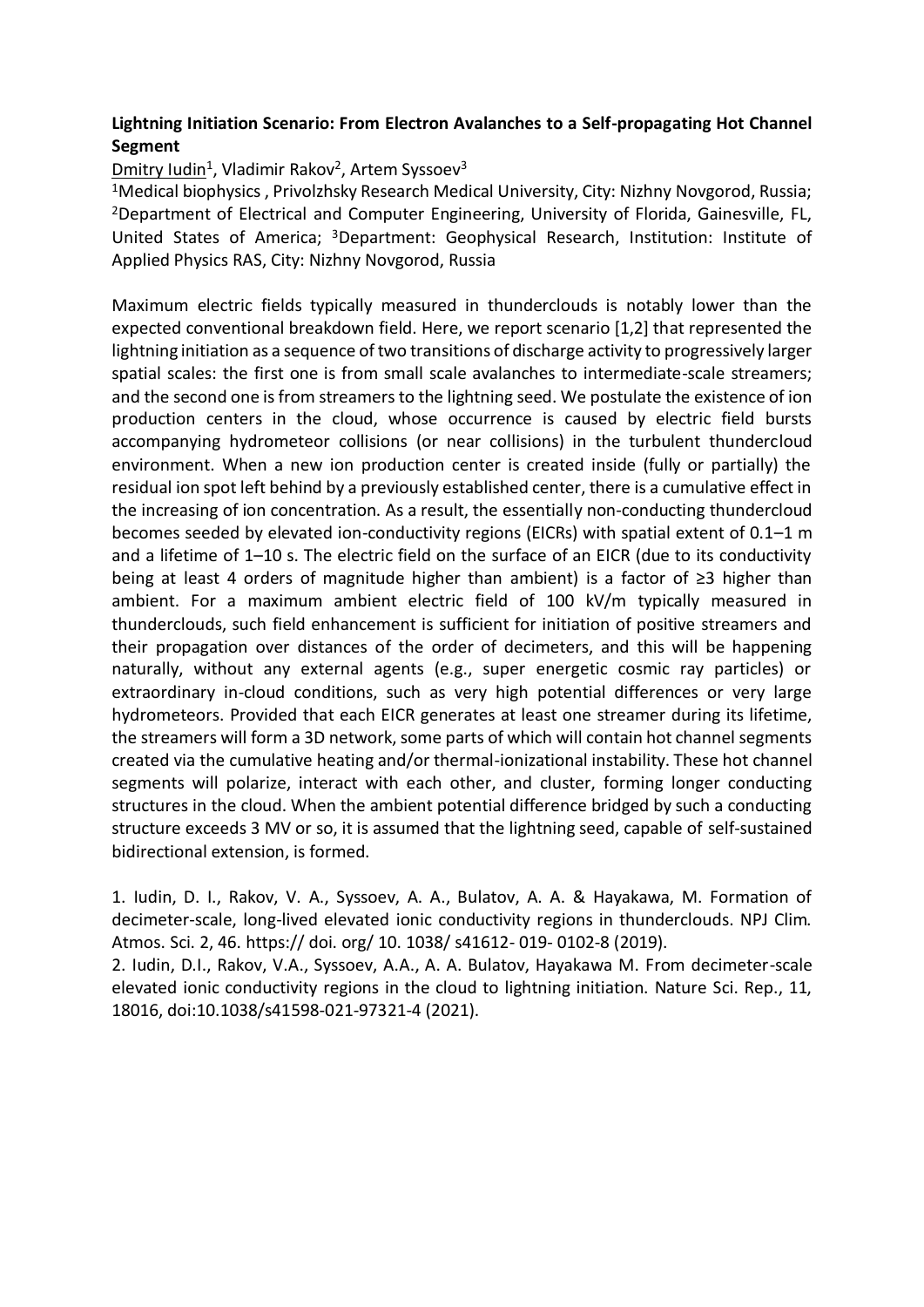**Lightning Initiation Scenario: From Electron Avalanches to a Self-propagating Hot Channel Segment**

Dmitry Iudin[1], Vladimir Rakov[2], Artem Syssoev[3]

[1]Medical biophysics , Privolzhsky Research Medical University, City: Nizhny Novgorod, Russia; [2]Department of Electrical and Computer Engineering, University of Florida, Gainesville, FL, United States of America; [3]Department: Geophysical Research, Institution: Institute of Applied Physics RAS, City: Nizhny Novgorod, Russia

Maximum electric fields typically measured in thunderclouds is notably lower than the expected conventional breakdown field. Here, we report scenario [1,2] that represented the lightning initiation as a sequence of two transitions of discharge activity to progressively larger spatial scales: the first one is from small scale avalanches to intermediate-scale streamers; and the second one is from streamers to the lightning seed. We postulate the existence of ion production centers in the cloud, whose occurrence is caused by electric field bursts accompanying hydrometeor collisions (or near collisions) in the turbulent thundercloud environment. When a new ion production center is created inside (fully or partially) the residual ion spot left behind by a previously established center, there is a cumulative effect in the increasing of ion concentration. As a result, the essentially non-conducting thundercloud becomes seeded by elevated ion-conductivity regions (EICRs) with spatial extent of 0.1–1 m and a lifetime of 1–10 s. The electric field on the surface of an EICR (due to its conductivity being at least 4 orders of magnitude higher than ambient) is a factor of ≥3 higher than ambient. For a maximum ambient electric field of 100 kV/m typically measured in thunderclouds, such field enhancement is sufficient for initiation of positive streamers and their propagation over distances of the order of decimeters, and this will be happening naturally, without any external agents (e.g., super energetic cosmic ray particles) or extraordinary in-cloud conditions, such as very high potential differences or very large hydrometeors. Provided that each EICR generates at least one streamer during its lifetime, the streamers will form a 3D network, some parts of which will contain hot channel segments created via the cumulative heating and/or thermal-ionizational instability. These hot channel segments will polarize, interact with each other, and cluster, forming longer conducting structures in the cloud. When the ambient potential difference bridged by such a conducting structure exceeds 3 MV or so, it is assumed that the lightning seed, capable of self-sustained bidirectional extension, is formed.

1. Iudin, D. I., Rakov, V. A., Syssoev, A. A., Bulatov, A. A. & Hayakawa, M. Formation of decimeter-scale, long-lived elevated ionic conductivity regions in thunderclouds. NPJ Clim. Atmos. Sci. 2, 46. https:// doi. org/ 10. 1038/ s41612- 019- 0102-8 (2019).
2. Iudin, D.I., Rakov, V.A., Syssoev, A.A., A. A. Bulatov, Hayakawa M. From decimeter-scale elevated ionic conductivity regions in the cloud to lightning initiation. Nature Sci. Rep., 11, 18016, doi:10.1038/s41598-021-97321-4 (2021).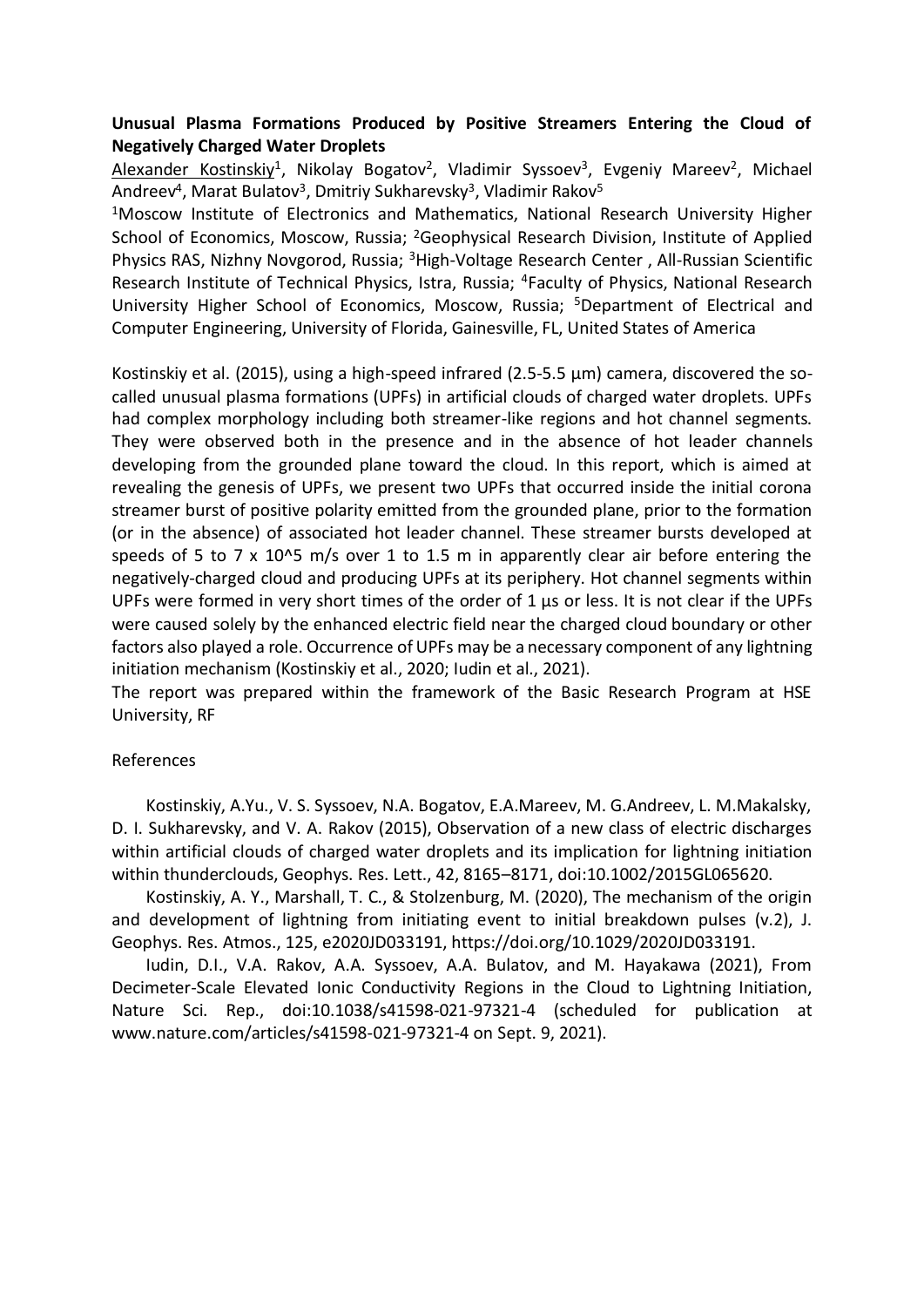**Unusual Plasma Formations Produced by Positive Streamers Entering the Cloud of Negatively Charged Water Droplets**

Alexander Kostinskiy[1], Nikolay Bogatov[2], Vladimir Syssoev[3], Evgeniy Mareev[2], Michael Andreev[4], Marat Bulatov[3], Dmitriy Sukharevsky[3], Vladimir Rakov[5]

[1]Moscow Institute of Electronics and Mathematics, National Research University Higher School of Economics, Moscow, Russia; [2]Geophysical Research Division, Institute of Applied Physics RAS, Nizhny Novgorod, Russia; [3]High-Voltage Research Center , All-Russian Scientific Research Institute of Technical Physics, Istra, Russia; [4]Faculty of Physics, National Research University Higher School of Economics, Moscow, Russia; [5]Department of Electrical and Computer Engineering, University of Florida, Gainesville, FL, United States of America

Kostinskiy et al. (2015), using a high-speed infrared (2.5-5.5 µm) camera, discovered the so-called unusual plasma formations (UPFs) in artificial clouds of charged water droplets. UPFs had complex morphology including both streamer-like regions and hot channel segments. They were observed both in the presence and in the absence of hot leader channels developing from the grounded plane toward the cloud. In this report, which is aimed at revealing the genesis of UPFs, we present two UPFs that occurred inside the initial corona streamer burst of positive polarity emitted from the grounded plane, prior to the formation (or in the absence) of associated hot leader channel. These streamer bursts developed at speeds of 5 to 7 x 10^5 m/s over 1 to 1.5 m in apparently clear air before entering the negatively-charged cloud and producing UPFs at its periphery. Hot channel segments within UPFs were formed in very short times of the order of 1 µs or less. It is not clear if the UPFs were caused solely by the enhanced electric field near the charged cloud boundary or other factors also played a role. Occurrence of UPFs may be a necessary component of any lightning initiation mechanism (Kostinskiy et al., 2020; Iudin et al., 2021).

The report was prepared within the framework of the Basic Research Program at HSE University, RF

References

Kostinskiy, A.Yu., V. S. Syssoev, N.A. Bogatov, E.A.Mareev, M. G.Andreev, L. M.Makalsky, D. I. Sukharevsky, and V. A. Rakov (2015), Observation of a new class of electric discharges within artificial clouds of charged water droplets and its implication for lightning initiation within thunderclouds, Geophys. Res. Lett., 42, 8165–8171, doi:10.1002/2015GL065620.

Kostinskiy, A. Y., Marshall, T. C., & Stolzenburg, M. (2020), The mechanism of the origin and development of lightning from initiating event to initial breakdown pulses (v.2), J. Geophys. Res. Atmos., 125, e2020JD033191, https://doi.org/10.1029/2020JD033191.

Iudin, D.I., V.A. Rakov, A.A. Syssoev, A.A. Bulatov, and M. Hayakawa (2021), From Decimeter-Scale Elevated Ionic Conductivity Regions in the Cloud to Lightning Initiation, Nature Sci. Rep., doi:10.1038/s41598-021-97321-4 (scheduled for publication at www.nature.com/articles/s41598-021-97321-4 on Sept. 9, 2021).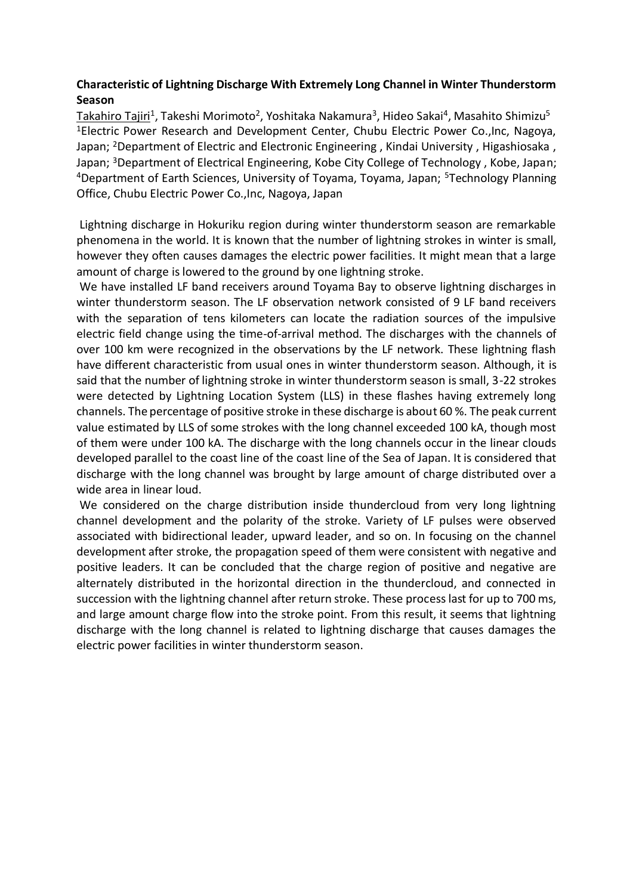**Characteristic of Lightning Discharge With Extremely Long Channel in Winter Thunderstorm Season**

Takahiro Tajiri[1], Takeshi Morimoto[2], Yoshitaka Nakamura[3], Hideo Sakai[4], Masahito Shimizu[5]

[1]Electric Power Research and Development Center, Chubu Electric Power Co.,Inc, Nagoya, Japan; [2]Department of Electric and Electronic Engineering , Kindai University , Higashiosaka , Japan; [3]Department of Electrical Engineering, Kobe City College of Technology , Kobe, Japan; [4]Department of Earth Sciences, University of Toyama, Toyama, Japan; [5]Technology Planning Office, Chubu Electric Power Co.,Inc, Nagoya, Japan

Lightning discharge in Hokuriku region during winter thunderstorm season are remarkable phenomena in the world. It is known that the number of lightning strokes in winter is small, however they often causes damages the electric power facilities. It might mean that a large amount of charge is lowered to the ground by one lightning stroke.

We have installed LF band receivers around Toyama Bay to observe lightning discharges in winter thunderstorm season. The LF observation network consisted of 9 LF band receivers with the separation of tens kilometers can locate the radiation sources of the impulsive electric field change using the time-of-arrival method. The discharges with the channels of over 100 km were recognized in the observations by the LF network. These lightning flash have different characteristic from usual ones in winter thunderstorm season. Although, it is said that the number of lightning stroke in winter thunderstorm season is small, 3-22 strokes were detected by Lightning Location System (LLS) in these flashes having extremely long channels. The percentage of positive stroke in these discharge is about 60 %. The peak current value estimated by LLS of some strokes with the long channel exceeded 100 kA, though most of them were under 100 kA. The discharge with the long channels occur in the linear clouds developed parallel to the coast line of the coast line of the Sea of Japan. It is considered that discharge with the long channel was brought by large amount of charge distributed over a wide area in linear loud.

We considered on the charge distribution inside thundercloud from very long lightning channel development and the polarity of the stroke. Variety of LF pulses were observed associated with bidirectional leader, upward leader, and so on. In focusing on the channel development after stroke, the propagation speed of them were consistent with negative and positive leaders. It can be concluded that the charge region of positive and negative are alternately distributed in the horizontal direction in the thundercloud, and connected in succession with the lightning channel after return stroke. These process last for up to 700 ms, and large amount charge flow into the stroke point. From this result, it seems that lightning discharge with the long channel is related to lightning discharge that causes damages the electric power facilities in winter thunderstorm season.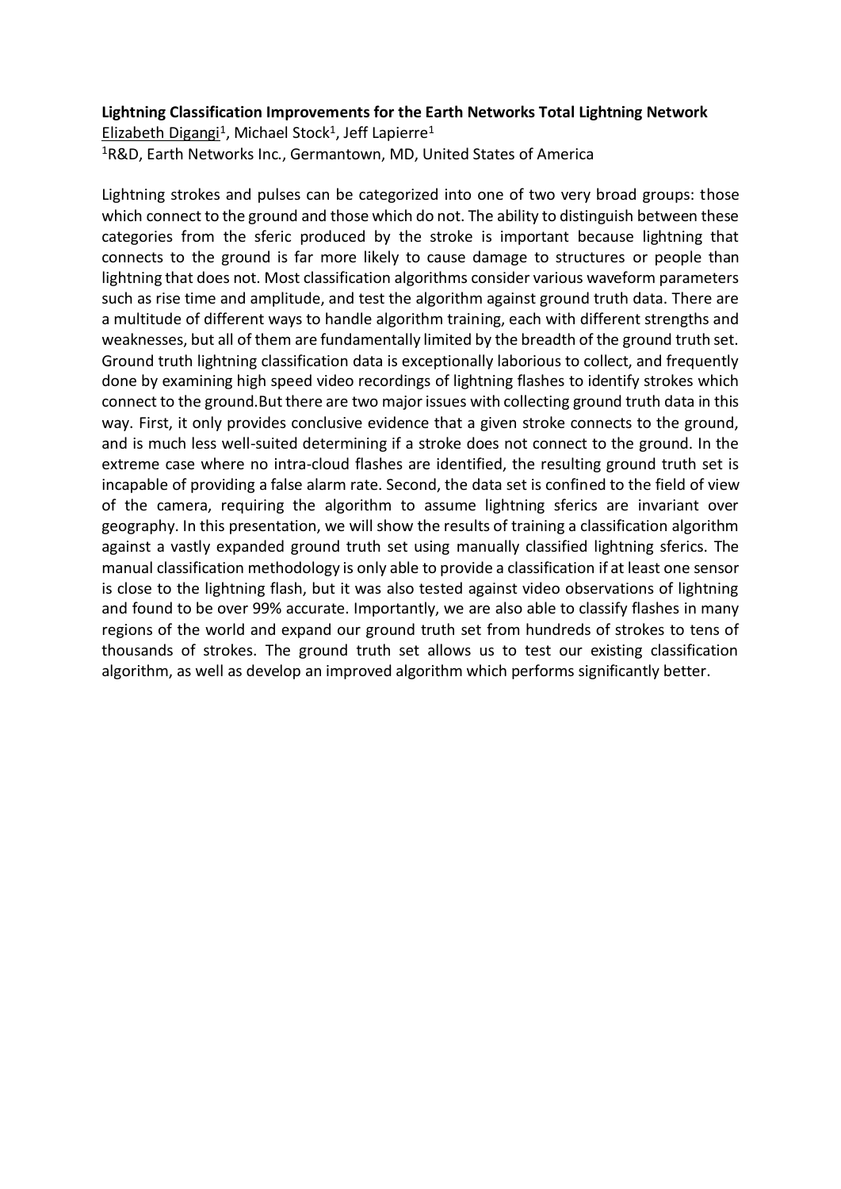**Lightning Classification Improvements for the Earth Networks Total Lightning Network**

Elizabeth Digangi[1], Michael Stock[1], Jeff Lapierre[1]

[1]R&D, Earth Networks Inc., Germantown, MD, United States of America

Lightning strokes and pulses can be categorized into one of two very broad groups: those which connect to the ground and those which do not. The ability to distinguish between these categories from the sferic produced by the stroke is important because lightning that connects to the ground is far more likely to cause damage to structures or people than lightning that does not. Most classification algorithms consider various waveform parameters such as rise time and amplitude, and test the algorithm against ground truth data. There are a multitude of different ways to handle algorithm training, each with different strengths and weaknesses, but all of them are fundamentally limited by the breadth of the ground truth set. Ground truth lightning classification data is exceptionally laborious to collect, and frequently done by examining high speed video recordings of lightning flashes to identify strokes which connect to the ground.But there are two major issues with collecting ground truth data in this way. First, it only provides conclusive evidence that a given stroke connects to the ground, and is much less well-suited determining if a stroke does not connect to the ground. In the extreme case where no intra-cloud flashes are identified, the resulting ground truth set is incapable of providing a false alarm rate. Second, the data set is confined to the field of view of the camera, requiring the algorithm to assume lightning sferics are invariant over geography. In this presentation, we will show the results of training a classification algorithm against a vastly expanded ground truth set using manually classified lightning sferics. The manual classification methodology is only able to provide a classification if at least one sensor is close to the lightning flash, but it was also tested against video observations of lightning and found to be over 99% accurate. Importantly, we are also able to classify flashes in many regions of the world and expand our ground truth set from hundreds of strokes to tens of thousands of strokes. The ground truth set allows us to test our existing classification algorithm, as well as develop an improved algorithm which performs significantly better.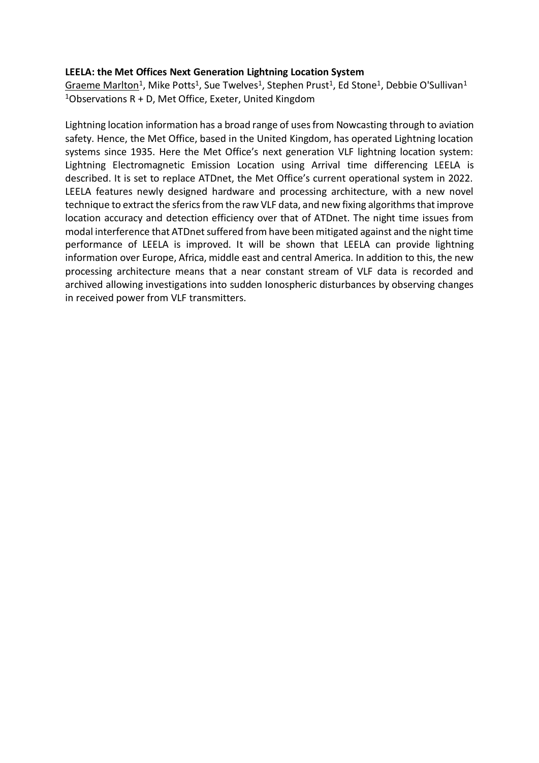**LEELA: the Met Offices Next Generation Lightning Location System**

Graeme Marlton[1], Mike Potts[1], Sue Twelves[1], Stephen Prust[1], Ed Stone[1], Debbie O'Sullivan[1]
[1]Observations R + D, Met Office, Exeter, United Kingdom

Lightning location information has a broad range of uses from Nowcasting through to aviation safety. Hence, the Met Office, based in the United Kingdom, has operated Lightning location systems since 1935. Here the Met Office's next generation VLF lightning location system: Lightning Electromagnetic Emission Location using Arrival time differencing LEELA is described. It is set to replace ATDnet, the Met Office's current operational system in 2022. LEELA features newly designed hardware and processing architecture, with a new novel technique to extract the sferics from the raw VLF data, and new fixing algorithms that improve location accuracy and detection efficiency over that of ATDnet. The night time issues from modal interference that ATDnet suffered from have been mitigated against and the night time performance of LEELA is improved. It will be shown that LEELA can provide lightning information over Europe, Africa, middle east and central America. In addition to this, the new processing architecture means that a near constant stream of VLF data is recorded and archived allowing investigations into sudden Ionospheric disturbances by observing changes in received power from VLF transmitters.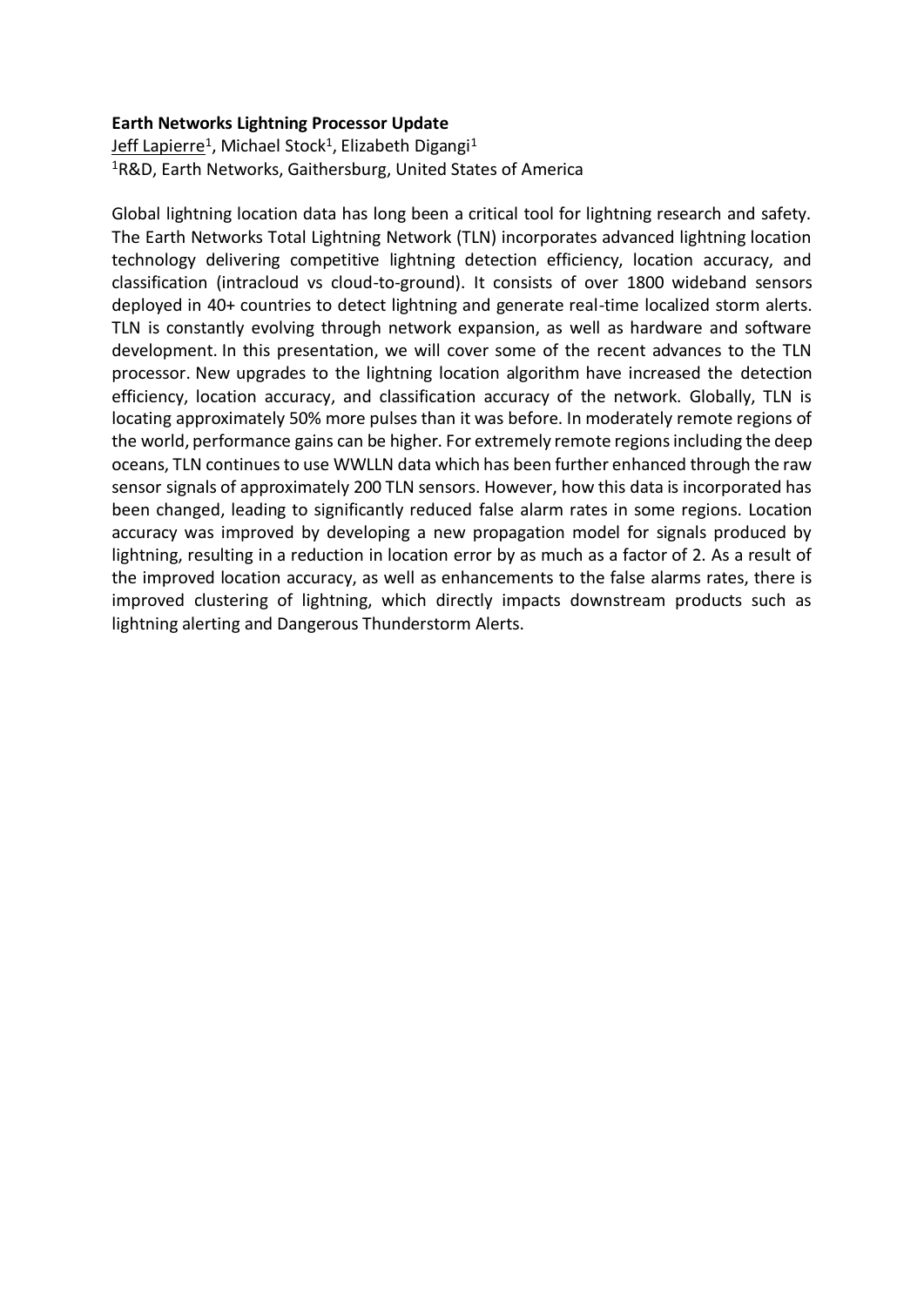**Earth Networks Lightning Processor Update**

Jeff Lapierre[1], Michael Stock[1], Elizabeth Digangi[1]

[1]R&D, Earth Networks, Gaithersburg, United States of America

Global lightning location data has long been a critical tool for lightning research and safety. The Earth Networks Total Lightning Network (TLN) incorporates advanced lightning location technology delivering competitive lightning detection efficiency, location accuracy, and classification (intracloud vs cloud-to-ground). It consists of over 1800 wideband sensors deployed in 40+ countries to detect lightning and generate real-time localized storm alerts. TLN is constantly evolving through network expansion, as well as hardware and software development. In this presentation, we will cover some of the recent advances to the TLN processor. New upgrades to the lightning location algorithm have increased the detection efficiency, location accuracy, and classification accuracy of the network. Globally, TLN is locating approximately 50% more pulses than it was before. In moderately remote regions of the world, performance gains can be higher. For extremely remote regions including the deep oceans, TLN continues to use WWLLN data which has been further enhanced through the raw sensor signals of approximately 200 TLN sensors. However, how this data is incorporated has been changed, leading to significantly reduced false alarm rates in some regions. Location accuracy was improved by developing a new propagation model for signals produced by lightning, resulting in a reduction in location error by as much as a factor of 2. As a result of the improved location accuracy, as well as enhancements to the false alarms rates, there is improved clustering of lightning, which directly impacts downstream products such as lightning alerting and Dangerous Thunderstorm Alerts.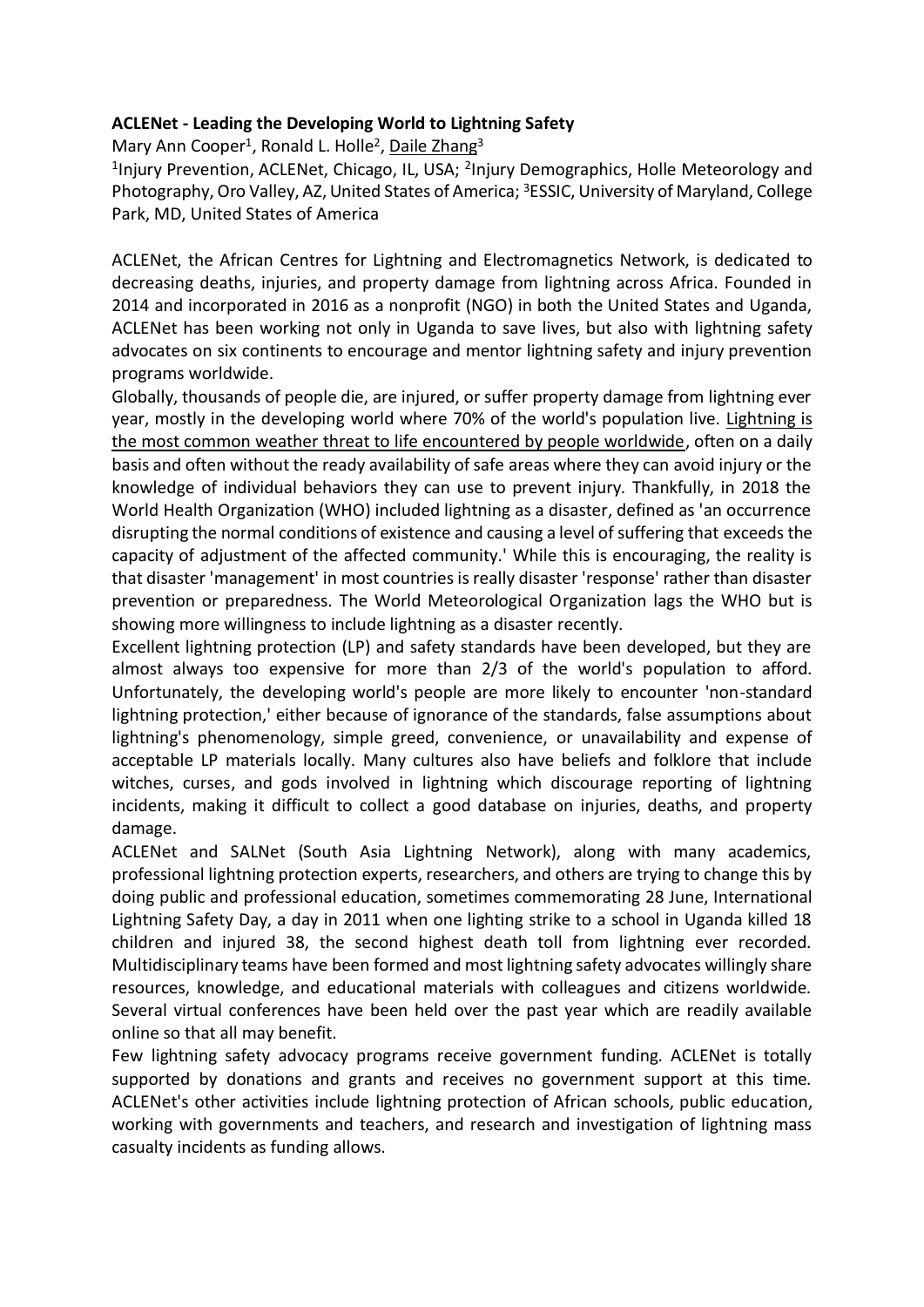**ACLENet - Leading the Developing World to Lightning Safety**

Mary Ann Cooper[1], Ronald L. Holle[2], Daile Zhang[3]

[1]Injury Prevention, ACLENet, Chicago, IL, USA; [2]Injury Demographics, Holle Meteorology and Photography, Oro Valley, AZ, United States of America; [3]ESSIC, University of Maryland, College Park, MD, United States of America

ACLENet, the African Centres for Lightning and Electromagnetics Network, is dedicated to decreasing deaths, injuries, and property damage from lightning across Africa. Founded in 2014 and incorporated in 2016 as a nonprofit (NGO) in both the United States and Uganda, ACLENet has been working not only in Uganda to save lives, but also with lightning safety advocates on six continents to encourage and mentor lightning safety and injury prevention programs worldwide.

Globally, thousands of people die, are injured, or suffer property damage from lightning ever year, mostly in the developing world where 70% of the world's population live. Lightning is the most common weather threat to life encountered by people worldwide, often on a daily basis and often without the ready availability of safe areas where they can avoid injury or the knowledge of individual behaviors they can use to prevent injury. Thankfully, in 2018 the World Health Organization (WHO) included lightning as a disaster, defined as 'an occurrence disrupting the normal conditions of existence and causing a level of suffering that exceeds the capacity of adjustment of the affected community.' While this is encouraging, the reality is that disaster 'management' in most countries is really disaster 'response' rather than disaster prevention or preparedness. The World Meteorological Organization lags the WHO but is showing more willingness to include lightning as a disaster recently.

Excellent lightning protection (LP) and safety standards have been developed, but they are almost always too expensive for more than 2/3 of the world's population to afford. Unfortunately, the developing world's people are more likely to encounter 'non-standard lightning protection,' either because of ignorance of the standards, false assumptions about lightning's phenomenology, simple greed, convenience, or unavailability and expense of acceptable LP materials locally. Many cultures also have beliefs and folklore that include witches, curses, and gods involved in lightning which discourage reporting of lightning incidents, making it difficult to collect a good database on injuries, deaths, and property damage.

ACLENet and SALNet (South Asia Lightning Network), along with many academics, professional lightning protection experts, researchers, and others are trying to change this by doing public and professional education, sometimes commemorating 28 June, International Lightning Safety Day, a day in 2011 when one lighting strike to a school in Uganda killed 18 children and injured 38, the second highest death toll from lightning ever recorded. Multidisciplinary teams have been formed and most lightning safety advocates willingly share resources, knowledge, and educational materials with colleagues and citizens worldwide. Several virtual conferences have been held over the past year which are readily available online so that all may benefit.

Few lightning safety advocacy programs receive government funding. ACLENet is totally supported by donations and grants and receives no government support at this time. ACLENet's other activities include lightning protection of African schools, public education, working with governments and teachers, and research and investigation of lightning mass casualty incidents as funding allows.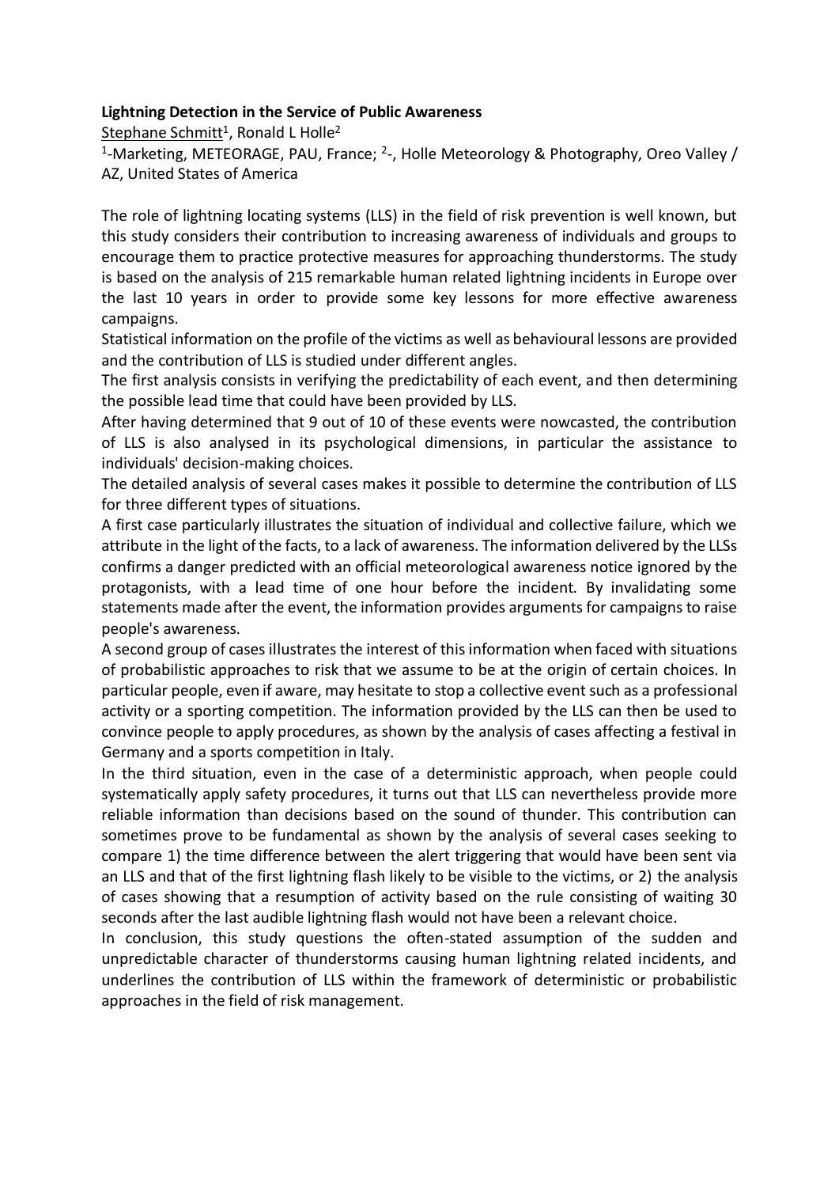**Lightning Detection in the Service of Public Awareness**

Stephane Schmitt[1], Ronald L Holle[2]

[1]-Marketing, METEORAGE, PAU, France; [2]-, Holle Meteorology & Photography, Oreo Valley / AZ, United States of America

The role of lightning locating systems (LLS) in the field of risk prevention is well known, but this study considers their contribution to increasing awareness of individuals and groups to encourage them to practice protective measures for approaching thunderstorms. The study is based on the analysis of 215 remarkable human related lightning incidents in Europe over the last 10 years in order to provide some key lessons for more effective awareness campaigns.

Statistical information on the profile of the victims as well as behavioural lessons are provided and the contribution of LLS is studied under different angles.

The first analysis consists in verifying the predictability of each event, and then determining the possible lead time that could have been provided by LLS.

After having determined that 9 out of 10 of these events were nowcasted, the contribution of LLS is also analysed in its psychological dimensions, in particular the assistance to individuals' decision-making choices.

The detailed analysis of several cases makes it possible to determine the contribution of LLS for three different types of situations.

A first case particularly illustrates the situation of individual and collective failure, which we attribute in the light of the facts, to a lack of awareness. The information delivered by the LLSs confirms a danger predicted with an official meteorological awareness notice ignored by the protagonists, with a lead time of one hour before the incident. By invalidating some statements made after the event, the information provides arguments for campaigns to raise people's awareness.

A second group of cases illustrates the interest of this information when faced with situations of probabilistic approaches to risk that we assume to be at the origin of certain choices. In particular people, even if aware, may hesitate to stop a collective event such as a professional activity or a sporting competition. The information provided by the LLS can then be used to convince people to apply procedures, as shown by the analysis of cases affecting a festival in Germany and a sports competition in Italy.

In the third situation, even in the case of a deterministic approach, when people could systematically apply safety procedures, it turns out that LLS can nevertheless provide more reliable information than decisions based on the sound of thunder. This contribution can sometimes prove to be fundamental as shown by the analysis of several cases seeking to compare 1) the time difference between the alert triggering that would have been sent via an LLS and that of the first lightning flash likely to be visible to the victims, or 2) the analysis of cases showing that a resumption of activity based on the rule consisting of waiting 30 seconds after the last audible lightning flash would not have been a relevant choice.

In conclusion, this study questions the often-stated assumption of the sudden and unpredictable character of thunderstorms causing human lightning related incidents, and underlines the contribution of LLS within the framework of deterministic or probabilistic approaches in the field of risk management.